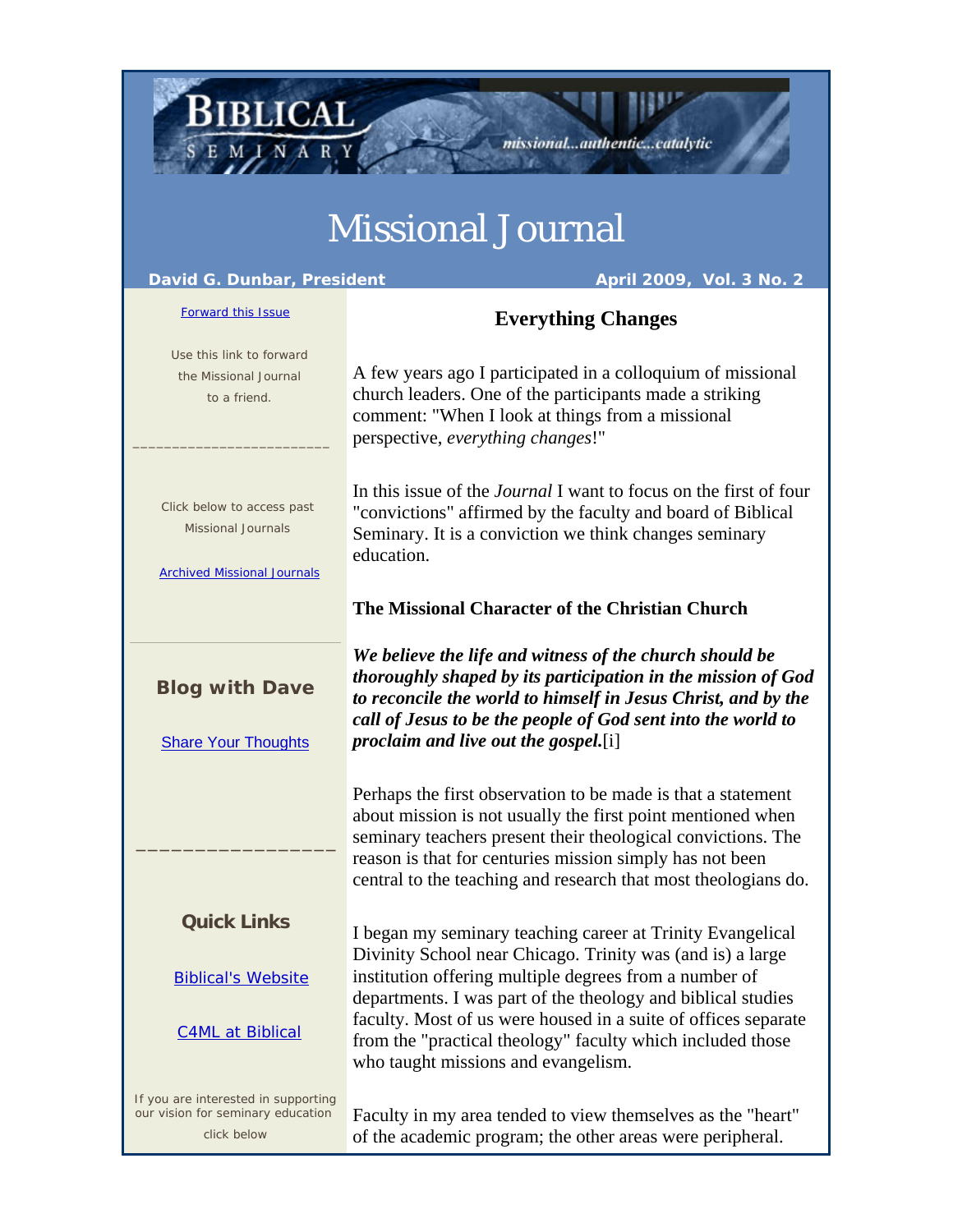BIBLICAL SEMINARY

missional...authentic...catalytic

# Missional Journal

**David G. Dunbar, President** **April 2009, Vol. 3 No. 2**

Forward this Issue

Use this link to forward the Missional Journal to a friend.

Click below to access past Missional Journals

Archived Missional Journals

**Blog with Dave**

Share Your Thoughts

**Quick Links**

Biblical's Website

C4ML at Biblical

If you are interested in supporting our vision for seminary education click below

## Everything Changes

A few years ago I participated in a colloquium of missional church leaders. One of the participants made a striking comment: "When I look at things from a missional perspective, *everything changes*!"

In this issue of the *Journal* I want to focus on the first of four "convictions" affirmed by the faculty and board of Biblical Seminary. It is a conviction we think changes seminary education.

### The Missional Character of the Christian Church

***We believe the life and witness of the church should be thoroughly shaped by its participation in the mission of God to reconcile the world to himself in Jesus Christ, and by the call of Jesus to be the people of God sent into the world to proclaim and live out the gospel.***[i]

Perhaps the first observation to be made is that a statement about mission is not usually the first point mentioned when seminary teachers present their theological convictions. The reason is that for centuries mission simply has not been central to the teaching and research that most theologians do.

I began my seminary teaching career at Trinity Evangelical Divinity School near Chicago. Trinity was (and is) a large institution offering multiple degrees from a number of departments. I was part of the theology and biblical studies faculty. Most of us were housed in a suite of offices separate from the "practical theology" faculty which included those who taught missions and evangelism.

Faculty in my area tended to view themselves as the "heart" of the academic program; the other areas were peripheral.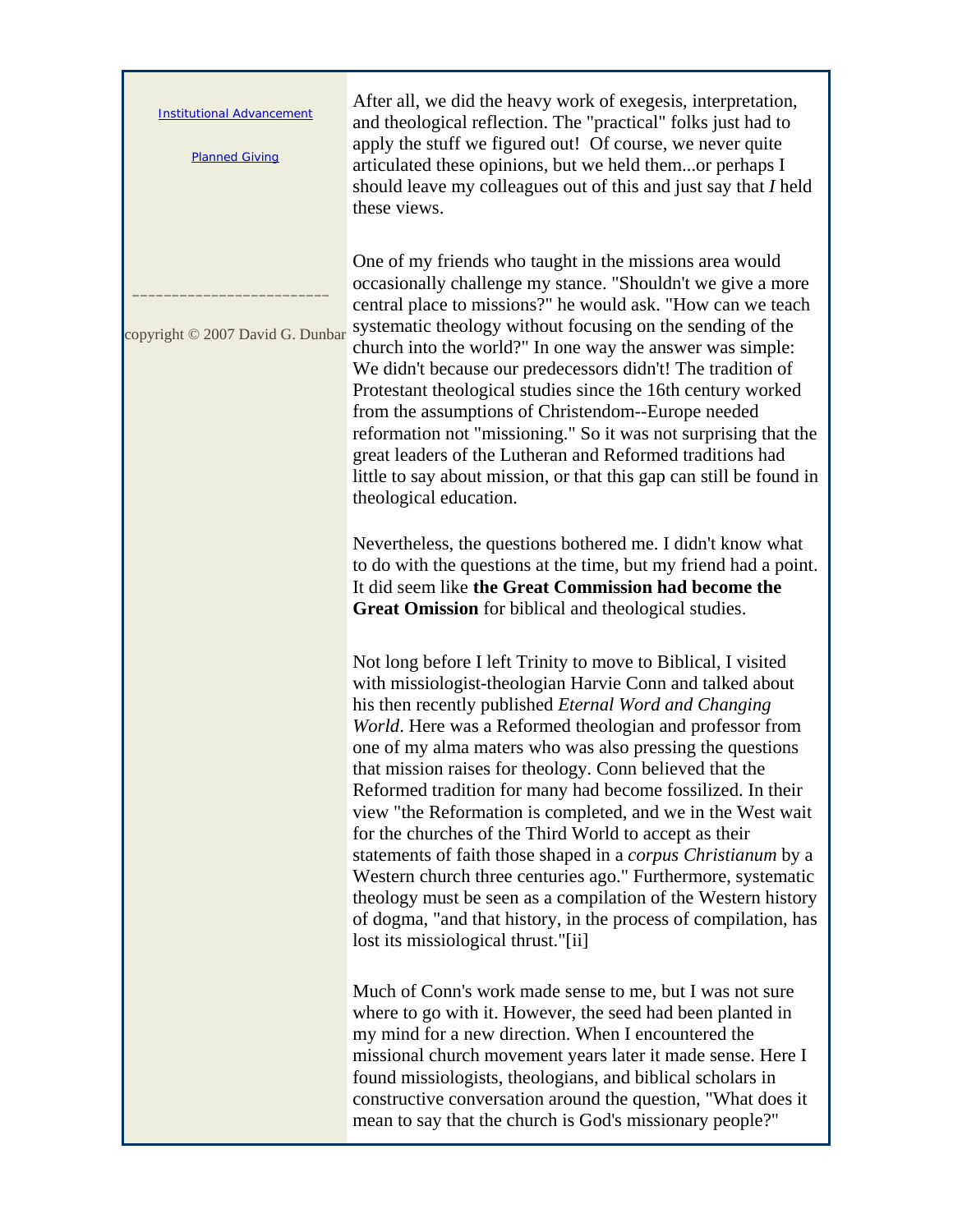Institutional Advancement

Planned Giving

---

copyright © 2007 David G. Dunbar

After all, we did the heavy work of exegesis, interpretation, and theological reflection. The "practical" folks just had to apply the stuff we figured out! Of course, we never quite articulated these opinions, but we held them...or perhaps I should leave my colleagues out of this and just say that *I* held these views.

One of my friends who taught in the missions area would occasionally challenge my stance. "Shouldn't we give a more central place to missions?" he would ask. "How can we teach systematic theology without focusing on the sending of the church into the world?" In one way the answer was simple: We didn't because our predecessors didn't! The tradition of Protestant theological studies since the 16th century worked from the assumptions of Christendom--Europe needed reformation not "missioning." So it was not surprising that the great leaders of the Lutheran and Reformed traditions had little to say about mission, or that this gap can still be found in theological education.

Nevertheless, the questions bothered me. I didn't know what to do with the questions at the time, but my friend had a point. It did seem like **the Great Commission had become the Great Omission** for biblical and theological studies.

Not long before I left Trinity to move to Biblical, I visited with missiologist-theologian Harvie Conn and talked about his then recently published *Eternal Word and Changing World*. Here was a Reformed theologian and professor from one of my alma maters who was also pressing the questions that mission raises for theology. Conn believed that the Reformed tradition for many had become fossilized. In their view "the Reformation is completed, and we in the West wait for the churches of the Third World to accept as their statements of faith those shaped in a *corpus Christianum* by a Western church three centuries ago." Furthermore, systematic theology must be seen as a compilation of the Western history of dogma, "and that history, in the process of compilation, has lost its missiological thrust."[ii]

Much of Conn's work made sense to me, but I was not sure where to go with it. However, the seed had been planted in my mind for a new direction. When I encountered the missional church movement years later it made sense. Here I found missiologists, theologians, and biblical scholars in constructive conversation around the question, "What does it mean to say that the church is God's missionary people?"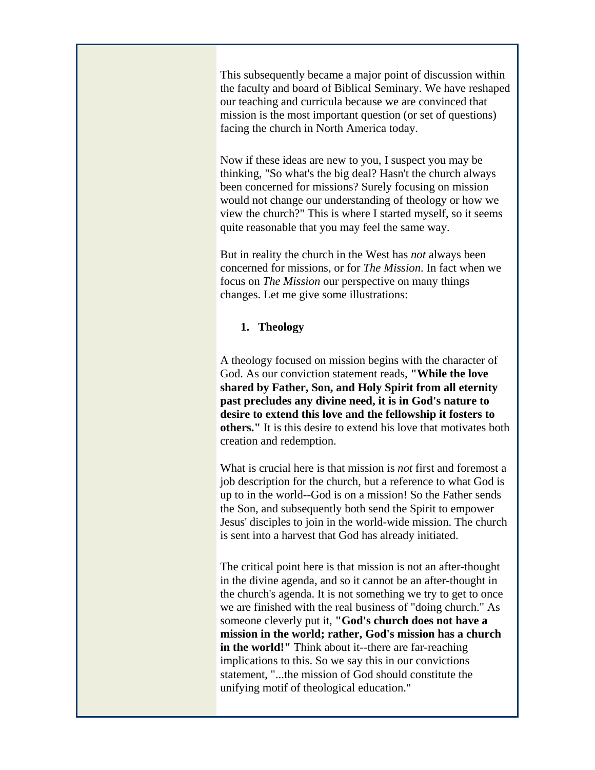This subsequently became a major point of discussion within the faculty and board of Biblical Seminary. We have reshaped our teaching and curricula because we are convinced that mission is the most important question (or set of questions) facing the church in North America today.

Now if these ideas are new to you, I suspect you may be thinking, "So what's the big deal? Hasn't the church always been concerned for missions? Surely focusing on mission would not change our understanding of theology or how we view the church?" This is where I started myself, so it seems quite reasonable that you may feel the same way.

But in reality the church in the West has *not* always been concerned for missions, or for *The Mission*. In fact when we focus on *The Mission* our perspective on many things changes. Let me give some illustrations:

1. **Theology**

A theology focused on mission begins with the character of God. As our conviction statement reads, **"While the love shared by Father, Son, and Holy Spirit from all eternity past precludes any divine need, it is in God's nature to desire to extend this love and the fellowship it fosters to others."** It is this desire to extend his love that motivates both creation and redemption.

What is crucial here is that mission is *not* first and foremost a job description for the church, but a reference to what God is up to in the world--God is on a mission! So the Father sends the Son, and subsequently both send the Spirit to empower Jesus' disciples to join in the world-wide mission. The church is sent into a harvest that God has already initiated.

The critical point here is that mission is not an after-thought in the divine agenda, and so it cannot be an after-thought in the church's agenda. It is not something we try to get to once we are finished with the real business of "doing church." As someone cleverly put it, **"God's church does not have a mission in the world; rather, God's mission has a church in the world!"** Think about it--there are far-reaching implications to this. So we say this in our convictions statement, "...the mission of God should constitute the unifying motif of theological education."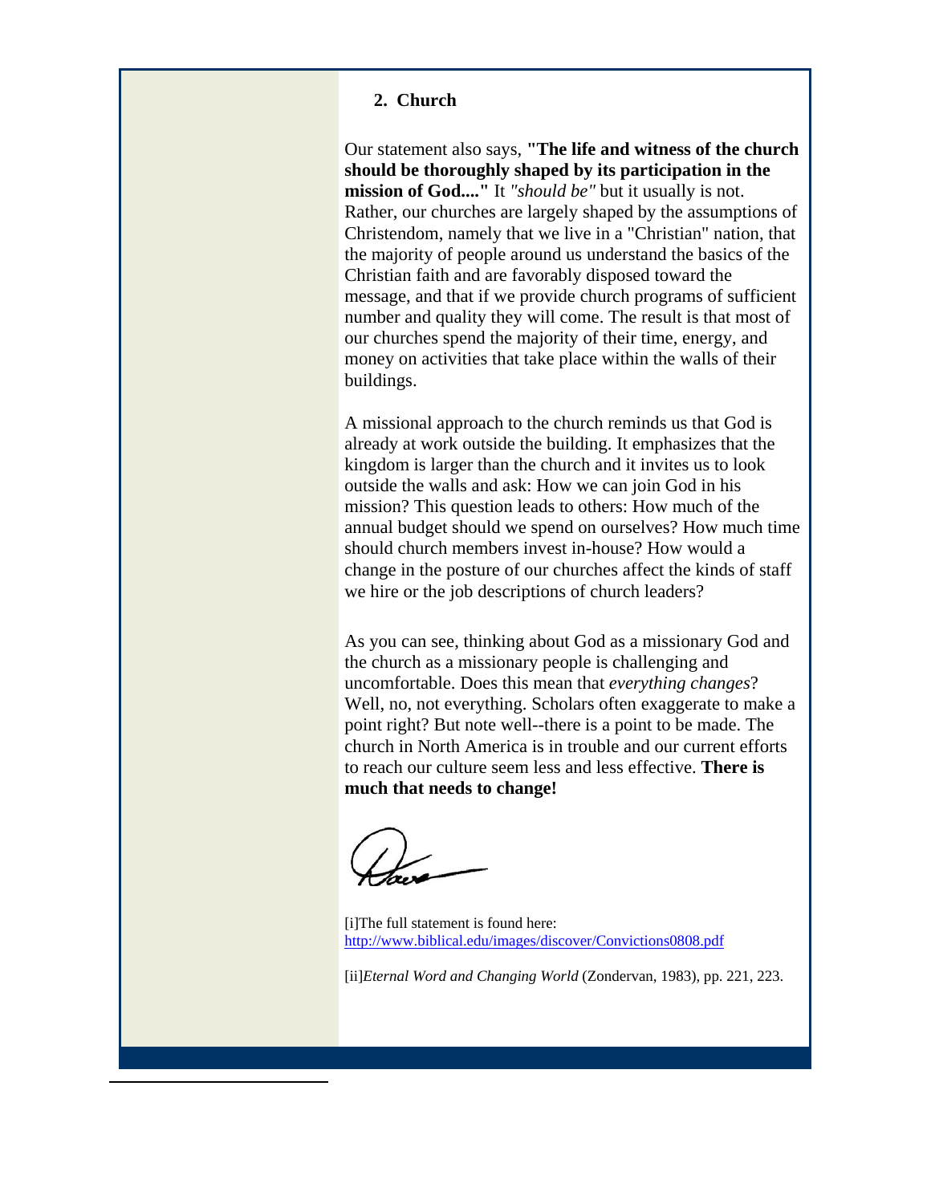2. **Church**

Our statement also says, **"The life and witness of the church should be thoroughly shaped by its participation in the mission of God...."** It *"should be"* but it usually is not. Rather, our churches are largely shaped by the assumptions of Christendom, namely that we live in a "Christian" nation, that the majority of people around us understand the basics of the Christian faith and are favorably disposed toward the message, and that if we provide church programs of sufficient number and quality they will come. The result is that most of our churches spend the majority of their time, energy, and money on activities that take place within the walls of their buildings.

A missional approach to the church reminds us that God is already at work outside the building. It emphasizes that the kingdom is larger than the church and it invites us to look outside the walls and ask: How we can join God in his mission? This question leads to others: How much of the annual budget should we spend on ourselves? How much time should church members invest in-house? How would a change in the posture of our churches affect the kinds of staff we hire or the job descriptions of church leaders?

As you can see, thinking about God as a missionary God and the church as a missionary people is challenging and uncomfortable. Does this mean that *everything changes*? Well, no, not everything. Scholars often exaggerate to make a point right? But note well--there is a point to be made. The church in North America is in trouble and our current efforts to reach our culture seem less and less effective. **There is much that needs to change!**

Dave

[i]The full statement is found here: http://www.biblical.edu/images/discover/Convictions0808.pdf

[ii]*Eternal Word and Changing World* (Zondervan, 1983), pp. 221, 223.